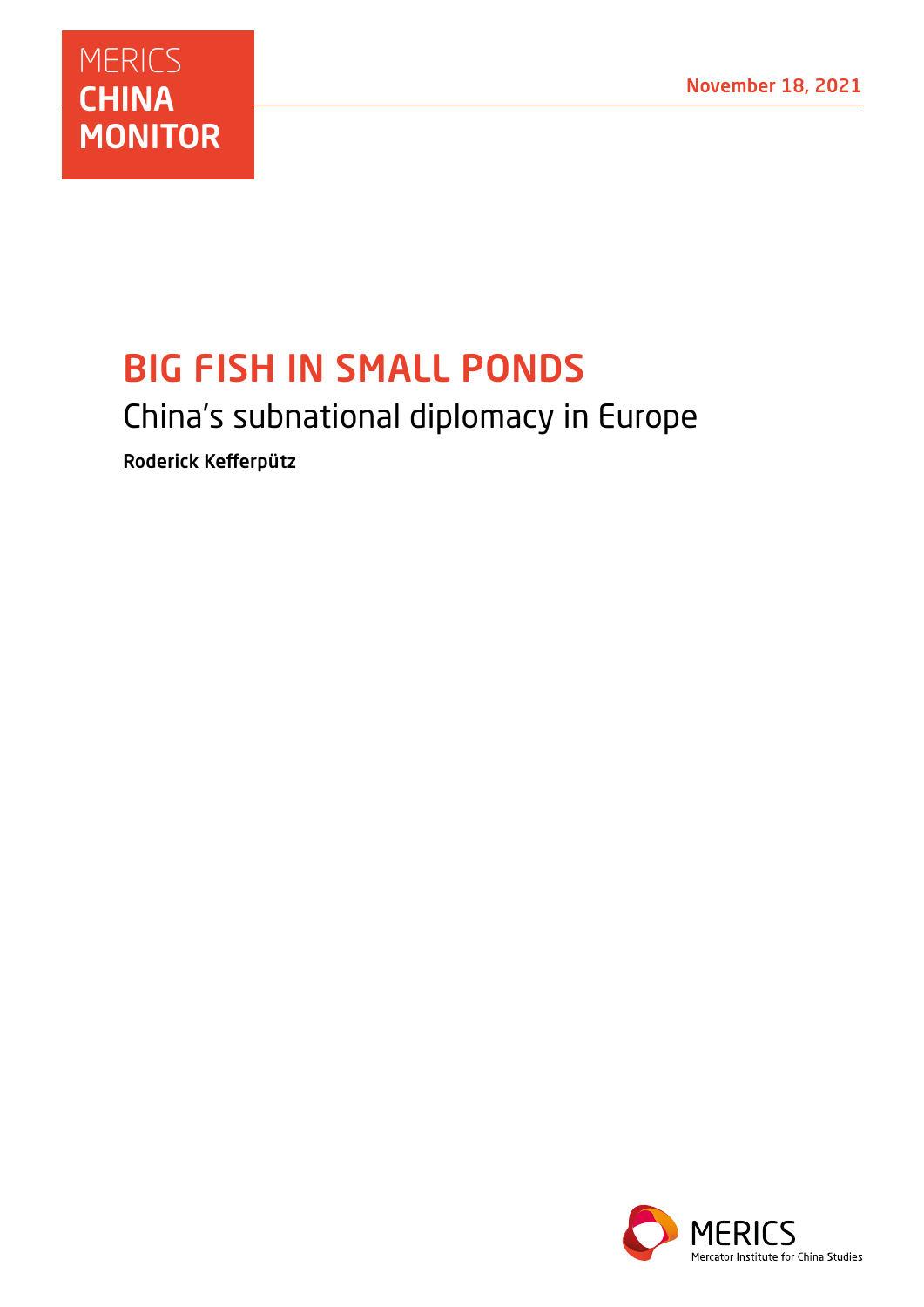MERICS
**CHINA**
**MONITOR**

November 18, 2021

# BIG FISH IN SMALL PONDS

## China's subnational diplomacy in Europe

**Roderick Kefferpütz**

MERICS
Mercator Institute for China Studies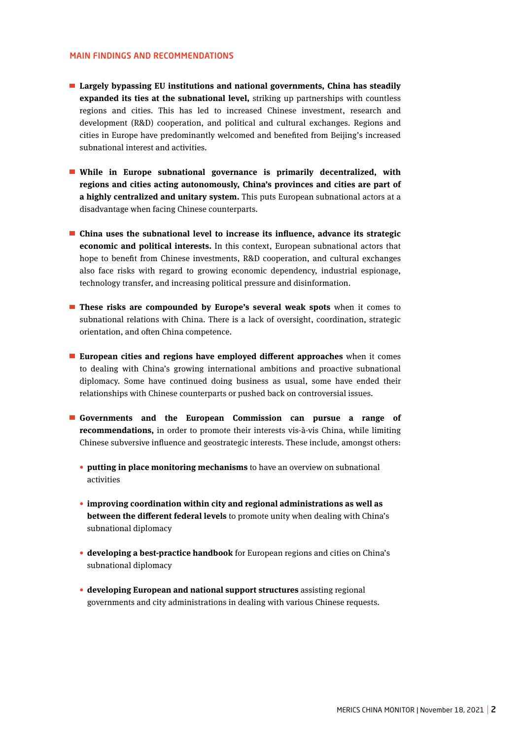## MAIN FINDINGS AND RECOMMENDATIONS

- **Largely bypassing EU institutions and national governments, China has steadily expanded its ties at the subnational level,** striking up partnerships with countless regions and cities. This has led to increased Chinese investment, research and development (R&D) cooperation, and political and cultural exchanges. Regions and cities in Europe have predominantly welcomed and benefited from Beijing's increased subnational interest and activities.

- **While in Europe subnational governance is primarily decentralized, with regions and cities acting autonomously, China's provinces and cities are part of a highly centralized and unitary system.** This puts European subnational actors at a disadvantage when facing Chinese counterparts.

- **China uses the subnational level to increase its influence, advance its strategic economic and political interests.** In this context, European subnational actors that hope to benefit from Chinese investments, R&D cooperation, and cultural exchanges also face risks with regard to growing economic dependency, industrial espionage, technology transfer, and increasing political pressure and disinformation.

- **These risks are compounded by Europe's several weak spots** when it comes to subnational relations with China. There is a lack of oversight, coordination, strategic orientation, and often China competence.

- **European cities and regions have employed different approaches** when it comes to dealing with China's growing international ambitions and proactive subnational diplomacy. Some have continued doing business as usual, some have ended their relationships with Chinese counterparts or pushed back on controversial issues.

- **Governments and the European Commission can pursue a range of recommendations,** in order to promote their interests vis-à-vis China, while limiting Chinese subversive influence and geostrategic interests. These include, amongst others:
  - **putting in place monitoring mechanisms** to have an overview on subnational activities
  - **improving coordination within city and regional administrations as well as between the different federal levels** to promote unity when dealing with China's subnational diplomacy
  - **developing a best-practice handbook** for European regions and cities on China's subnational diplomacy
  - **developing European and national support structures** assisting regional governments and city administrations in dealing with various Chinese requests.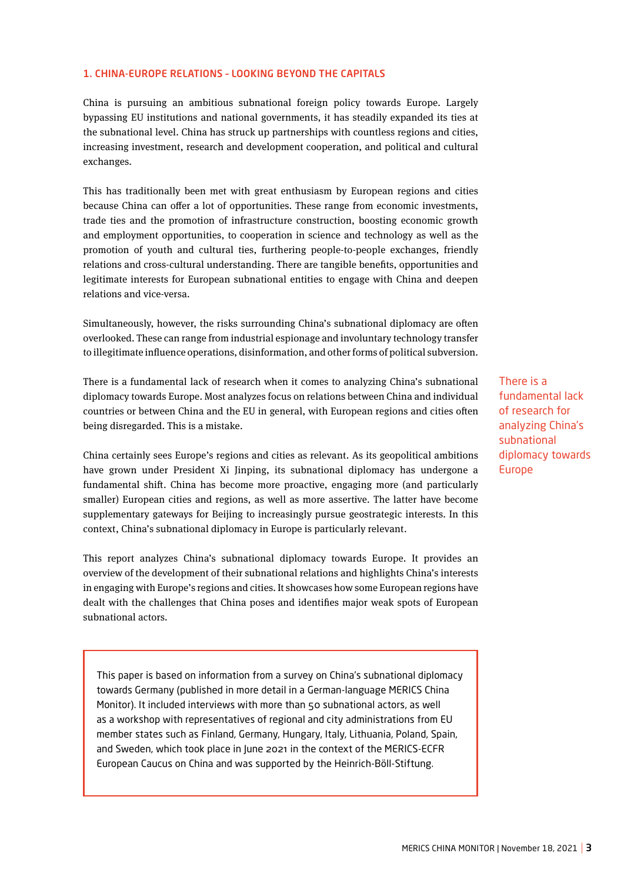## 1. CHINA-EUROPE RELATIONS – LOOKING BEYOND THE CAPITALS

China is pursuing an ambitious subnational foreign policy towards Europe. Largely bypassing EU institutions and national governments, it has steadily expanded its ties at the subnational level. China has struck up partnerships with countless regions and cities, increasing investment, research and development cooperation, and political and cultural exchanges.

This has traditionally been met with great enthusiasm by European regions and cities because China can offer a lot of opportunities. These range from economic investments, trade ties and the promotion of infrastructure construction, boosting economic growth and employment opportunities, to cooperation in science and technology as well as the promotion of youth and cultural ties, furthering people-to-people exchanges, friendly relations and cross-cultural understanding. There are tangible benefits, opportunities and legitimate interests for European subnational entities to engage with China and deepen relations and vice-versa.

Simultaneously, however, the risks surrounding China's subnational diplomacy are often overlooked. These can range from industrial espionage and involuntary technology transfer to illegitimate influence operations, disinformation, and other forms of political subversion.

There is a fundamental lack of research when it comes to analyzing China's subnational diplomacy towards Europe. Most analyzes focus on relations between China and individual countries or between China and the EU in general, with European regions and cities often being disregarded. This is a mistake.

> There is a fundamental lack of research for analyzing China's subnational diplomacy towards Europe

China certainly sees Europe's regions and cities as relevant. As its geopolitical ambitions have grown under President Xi Jinping, its subnational diplomacy has undergone a fundamental shift. China has become more proactive, engaging more (and particularly smaller) European cities and regions, as well as more assertive. The latter have become supplementary gateways for Beijing to increasingly pursue geostrategic interests. In this context, China's subnational diplomacy in Europe is particularly relevant.

This report analyzes China's subnational diplomacy towards Europe. It provides an overview of the development of their subnational relations and highlights China's interests in engaging with Europe's regions and cities. It showcases how some European regions have dealt with the challenges that China poses and identifies major weak spots of European subnational actors.

> This paper is based on information from a survey on China's subnational diplomacy towards Germany (published in more detail in a German-language MERICS China Monitor). It included interviews with more than 50 subnational actors, as well as a workshop with representatives of regional and city administrations from EU member states such as Finland, Germany, Hungary, Italy, Lithuania, Poland, Spain, and Sweden, which took place in June 2021 in the context of the MERICS-ECFR European Caucus on China and was supported by the Heinrich-Böll-Stiftung.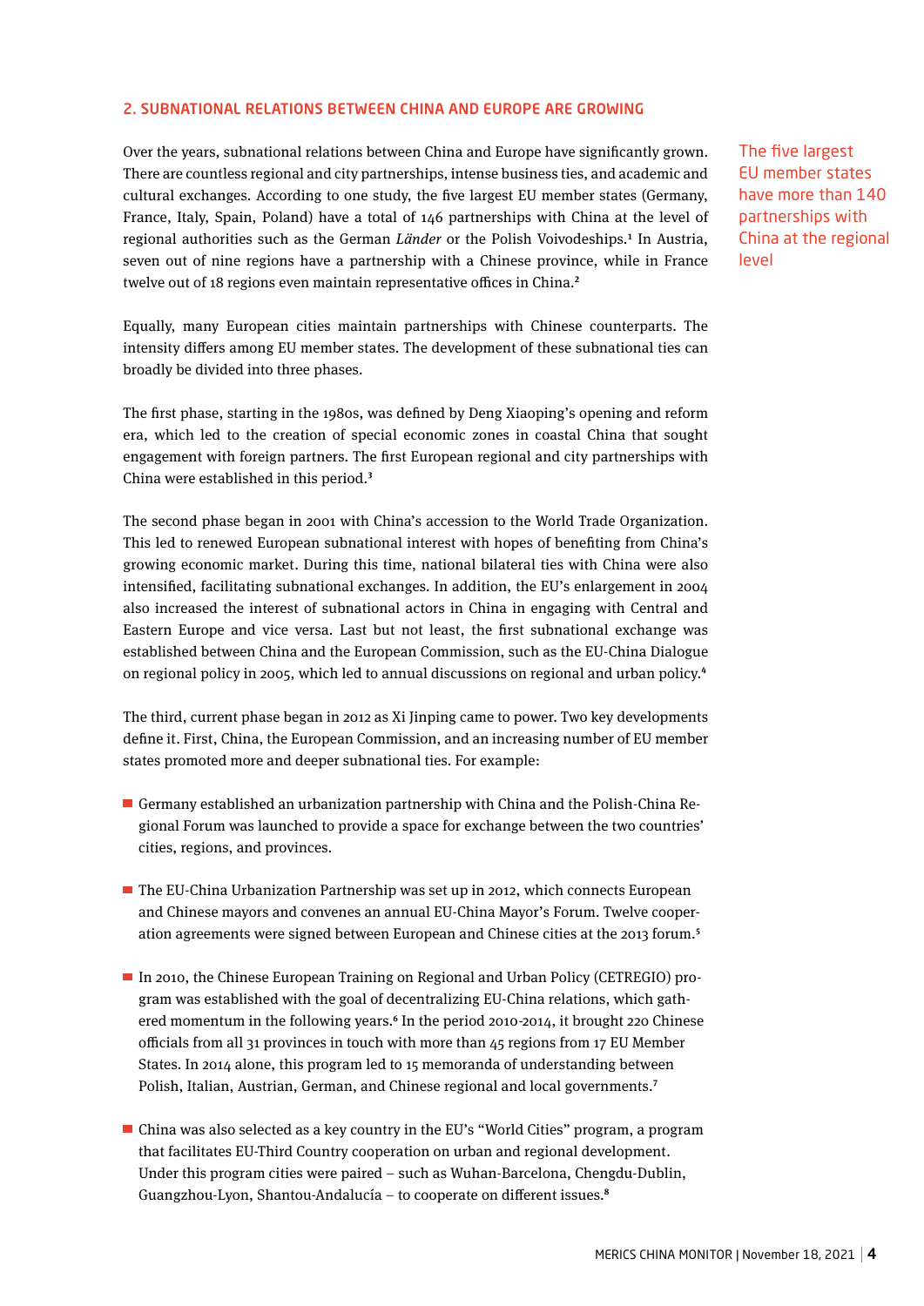## 2. SUBNATIONAL RELATIONS BETWEEN CHINA AND EUROPE ARE GROWING

Over the years, subnational relations between China and Europe have significantly grown. There are countless regional and city partnerships, intense business ties, and academic and cultural exchanges. According to one study, the five largest EU member states (Germany, France, Italy, Spain, Poland) have a total of 146 partnerships with China at the level of regional authorities such as the German *Länder* or the Polish Voivodeships.[1] In Austria, seven out of nine regions have a partnership with a Chinese province, while in France twelve out of 18 regions even maintain representative offices in China.[2]

The five largest EU member states have more than 140 partnerships with China at the regional level

Equally, many European cities maintain partnerships with Chinese counterparts. The intensity differs among EU member states. The development of these subnational ties can broadly be divided into three phases.

The first phase, starting in the 1980s, was defined by Deng Xiaoping's opening and reform era, which led to the creation of special economic zones in coastal China that sought engagement with foreign partners. The first European regional and city partnerships with China were established in this period.[3]

The second phase began in 2001 with China's accession to the World Trade Organization. This led to renewed European subnational interest with hopes of benefiting from China's growing economic market. During this time, national bilateral ties with China were also intensified, facilitating subnational exchanges. In addition, the EU's enlargement in 2004 also increased the interest of subnational actors in China in engaging with Central and Eastern Europe and vice versa. Last but not least, the first subnational exchange was established between China and the European Commission, such as the EU-China Dialogue on regional policy in 2005, which led to annual discussions on regional and urban policy.[4]

The third, current phase began in 2012 as Xi Jinping came to power. Two key developments define it. First, China, the European Commission, and an increasing number of EU member states promoted more and deeper subnational ties. For example:

- Germany established an urbanization partnership with China and the Polish-China Regional Forum was launched to provide a space for exchange between the two countries' cities, regions, and provinces.
- The EU-China Urbanization Partnership was set up in 2012, which connects European and Chinese mayors and convenes an annual EU-China Mayor's Forum. Twelve cooperation agreements were signed between European and Chinese cities at the 2013 forum.[5]
- In 2010, the Chinese European Training on Regional and Urban Policy (CETREGIO) program was established with the goal of decentralizing EU-China relations, which gathered momentum in the following years.[6] In the period 2010-2014, it brought 220 Chinese officials from all 31 provinces in touch with more than 45 regions from 17 EU Member States. In 2014 alone, this program led to 15 memoranda of understanding between Polish, Italian, Austrian, German, and Chinese regional and local governments.[7]
- China was also selected as a key country in the EU's "World Cities" program, a program that facilitates EU-Third Country cooperation on urban and regional development. Under this program cities were paired – such as Wuhan-Barcelona, Chengdu-Dublin, Guangzhou-Lyon, Shantou-Andalucía – to cooperate on different issues.[8]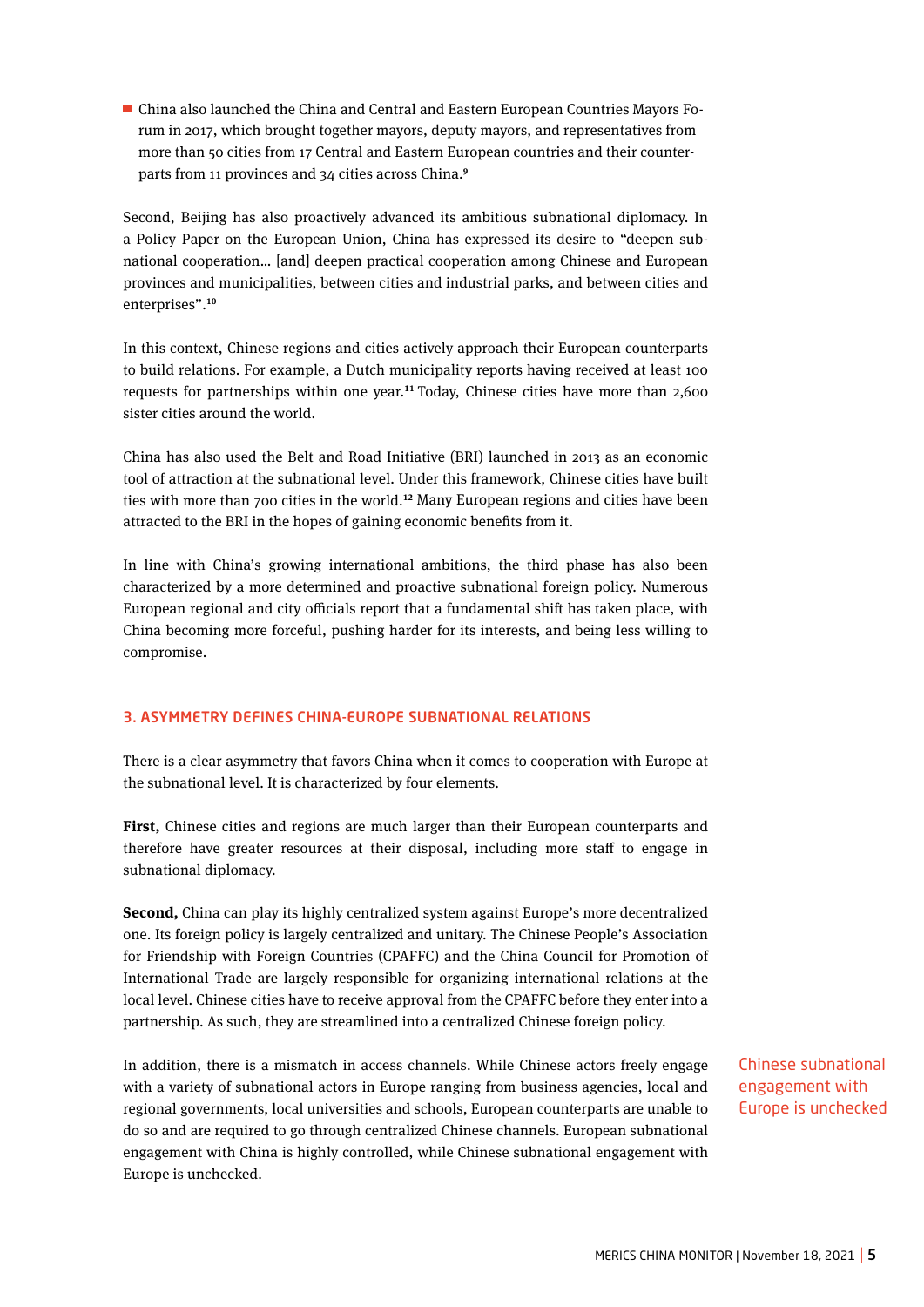- China also launched the China and Central and Eastern European Countries Mayors Forum in 2017, which brought together mayors, deputy mayors, and representatives from more than 50 cities from 17 Central and Eastern European countries and their counterparts from 11 provinces and 34 cities across China.[9]

Second, Beijing has also proactively advanced its ambitious subnational diplomacy. In a Policy Paper on the European Union, China has expressed its desire to "deepen subnational cooperation… [and] deepen practical cooperation among Chinese and European provinces and municipalities, between cities and industrial parks, and between cities and enterprises".[10]

In this context, Chinese regions and cities actively approach their European counterparts to build relations. For example, a Dutch municipality reports having received at least 100 requests for partnerships within one year.[11] Today, Chinese cities have more than 2,600 sister cities around the world.

China has also used the Belt and Road Initiative (BRI) launched in 2013 as an economic tool of attraction at the subnational level. Under this framework, Chinese cities have built ties with more than 700 cities in the world.[12] Many European regions and cities have been attracted to the BRI in the hopes of gaining economic benefits from it.

In line with China's growing international ambitions, the third phase has also been characterized by a more determined and proactive subnational foreign policy. Numerous European regional and city officials report that a fundamental shift has taken place, with China becoming more forceful, pushing harder for its interests, and being less willing to compromise.

## 3. ASYMMETRY DEFINES CHINA-EUROPE SUBNATIONAL RELATIONS

There is a clear asymmetry that favors China when it comes to cooperation with Europe at the subnational level. It is characterized by four elements.

**First,** Chinese cities and regions are much larger than their European counterparts and therefore have greater resources at their disposal, including more staff to engage in subnational diplomacy.

**Second,** China can play its highly centralized system against Europe's more decentralized one. Its foreign policy is largely centralized and unitary. The Chinese People's Association for Friendship with Foreign Countries (CPAFFC) and the China Council for Promotion of International Trade are largely responsible for organizing international relations at the local level. Chinese cities have to receive approval from the CPAFFC before they enter into a partnership. As such, they are streamlined into a centralized Chinese foreign policy.

In addition, there is a mismatch in access channels. While Chinese actors freely engage with a variety of subnational actors in Europe ranging from business agencies, local and regional governments, local universities and schools, European counterparts are unable to do so and are required to go through centralized Chinese channels. European subnational engagement with China is highly controlled, while Chinese subnational engagement with Europe is unchecked.

Chinese subnational engagement with Europe is unchecked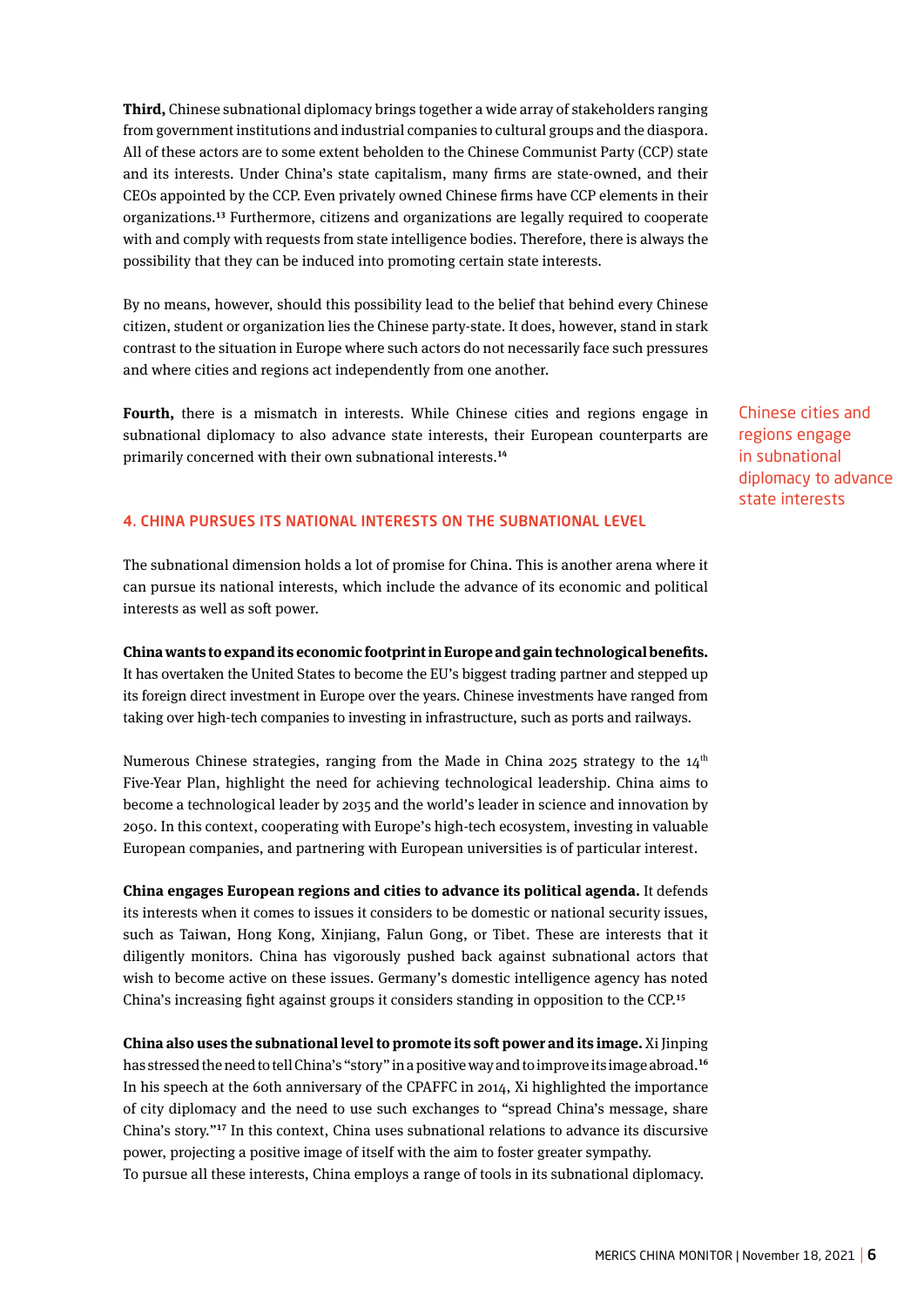**Third,** Chinese subnational diplomacy brings together a wide array of stakeholders ranging from government institutions and industrial companies to cultural groups and the diaspora. All of these actors are to some extent beholden to the Chinese Communist Party (CCP) state and its interests. Under China's state capitalism, many firms are state-owned, and their CEOs appointed by the CCP. Even privately owned Chinese firms have CCP elements in their organizations.[13] Furthermore, citizens and organizations are legally required to cooperate with and comply with requests from state intelligence bodies. Therefore, there is always the possibility that they can be induced into promoting certain state interests.

By no means, however, should this possibility lead to the belief that behind every Chinese citizen, student or organization lies the Chinese party-state. It does, however, stand in stark contrast to the situation in Europe where such actors do not necessarily face such pressures and where cities and regions act independently from one another.

**Fourth,** there is a mismatch in interests. While Chinese cities and regions engage in subnational diplomacy to also advance state interests, their European counterparts are primarily concerned with their own subnational interests.[14]

Chinese cities and regions engage in subnational diplomacy to advance state interests

## 4. CHINA PURSUES ITS NATIONAL INTERESTS ON THE SUBNATIONAL LEVEL

The subnational dimension holds a lot of promise for China. This is another arena where it can pursue its national interests, which include the advance of its economic and political interests as well as soft power.

**China wants to expand its economic footprint in Europe and gain technological benefits.** It has overtaken the United States to become the EU's biggest trading partner and stepped up its foreign direct investment in Europe over the years. Chinese investments have ranged from taking over high-tech companies to investing in infrastructure, such as ports and railways.

Numerous Chinese strategies, ranging from the Made in China 2025 strategy to the 14th Five-Year Plan, highlight the need for achieving technological leadership. China aims to become a technological leader by 2035 and the world's leader in science and innovation by 2050. In this context, cooperating with Europe's high-tech ecosystem, investing in valuable European companies, and partnering with European universities is of particular interest.

**China engages European regions and cities to advance its political agenda.** It defends its interests when it comes to issues it considers to be domestic or national security issues, such as Taiwan, Hong Kong, Xinjiang, Falun Gong, or Tibet. These are interests that it diligently monitors. China has vigorously pushed back against subnational actors that wish to become active on these issues. Germany's domestic intelligence agency has noted China's increasing fight against groups it considers standing in opposition to the CCP.[15]

**China also uses the subnational level to promote its soft power and its image.** Xi Jinping has stressed the need to tell China's "story" in a positive way and to improve its image abroad.[16] In his speech at the 60th anniversary of the CPAFFC in 2014, Xi highlighted the importance of city diplomacy and the need to use such exchanges to "spread China's message, share China's story."[17] In this context, China uses subnational relations to advance its discursive power, projecting a positive image of itself with the aim to foster greater sympathy.
To pursue all these interests, China employs a range of tools in its subnational diplomacy.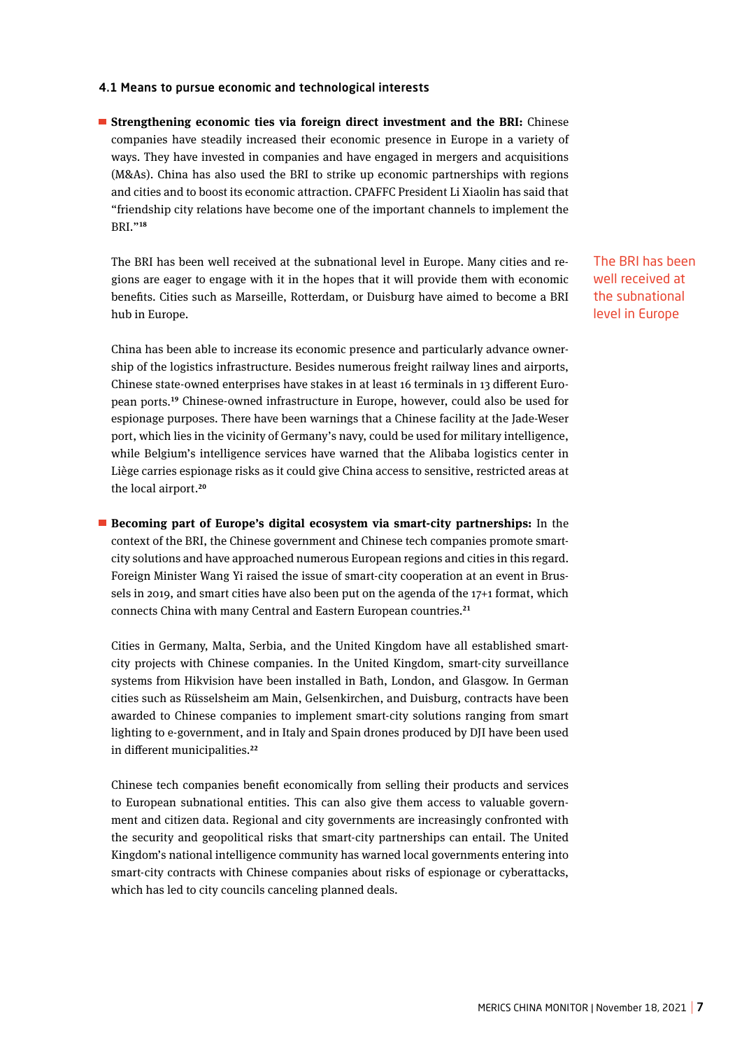### 4.1 Means to pursue economic and technological interests

- **Strengthening economic ties via foreign direct investment and the BRI:** Chinese companies have steadily increased their economic presence in Europe in a variety of ways. They have invested in companies and have engaged in mergers and acquisitions (M&As). China has also used the BRI to strike up economic partnerships with regions and cities and to boost its economic attraction. CPAFFC President Li Xiaolin has said that "friendship city relations have become one of the important channels to implement the BRI."[18]

  The BRI has been well received at the subnational level in Europe. Many cities and regions are eager to engage with it in the hopes that it will provide them with economic benefits. Cities such as Marseille, Rotterdam, or Duisburg have aimed to become a BRI hub in Europe.

  China has been able to increase its economic presence and particularly advance ownership of the logistics infrastructure. Besides numerous freight railway lines and airports, Chinese state-owned enterprises have stakes in at least 16 terminals in 13 different European ports.[19] Chinese-owned infrastructure in Europe, however, could also be used for espionage purposes. There have been warnings that a Chinese facility at the Jade-Weser port, which lies in the vicinity of Germany's navy, could be used for military intelligence, while Belgium's intelligence services have warned that the Alibaba logistics center in Liège carries espionage risks as it could give China access to sensitive, restricted areas at the local airport.[20]

The BRI has been well received at the subnational level in Europe

- **Becoming part of Europe's digital ecosystem via smart-city partnerships:** In the context of the BRI, the Chinese government and Chinese tech companies promote smart-city solutions and have approached numerous European regions and cities in this regard. Foreign Minister Wang Yi raised the issue of smart-city cooperation at an event in Brussels in 2019, and smart cities have also been put on the agenda of the 17+1 format, which connects China with many Central and Eastern European countries.[21]

  Cities in Germany, Malta, Serbia, and the United Kingdom have all established smart-city projects with Chinese companies. In the United Kingdom, smart-city surveillance systems from Hikvision have been installed in Bath, London, and Glasgow. In German cities such as Rüsselsheim am Main, Gelsenkirchen, and Duisburg, contracts have been awarded to Chinese companies to implement smart-city solutions ranging from smart lighting to e-government, and in Italy and Spain drones produced by DJI have been used in different municipalities.[22]

  Chinese tech companies benefit economically from selling their products and services to European subnational entities. This can also give them access to valuable government and citizen data. Regional and city governments are increasingly confronted with the security and geopolitical risks that smart-city partnerships can entail. The United Kingdom's national intelligence community has warned local governments entering into smart-city contracts with Chinese companies about risks of espionage or cyberattacks, which has led to city councils canceling planned deals.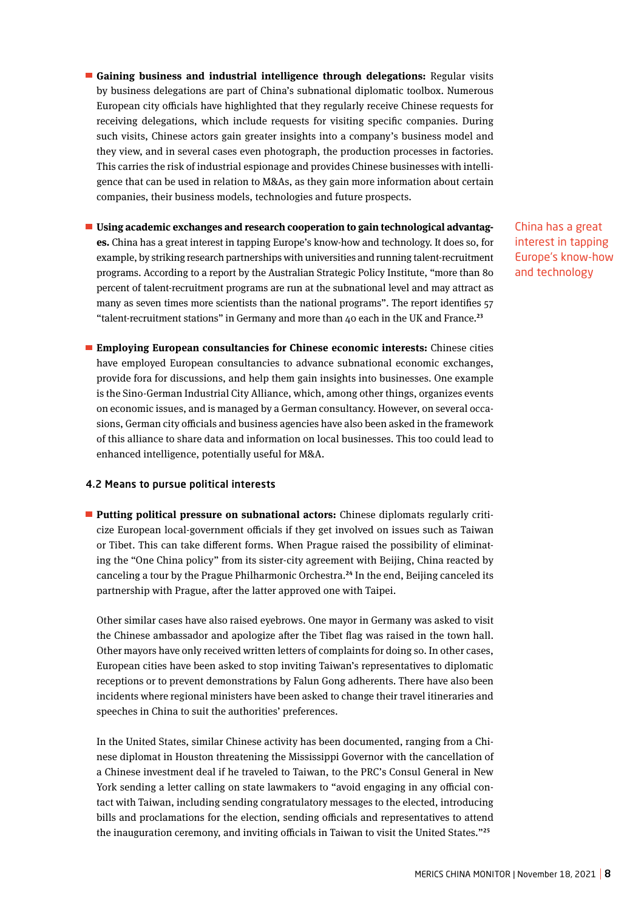- **Gaining business and industrial intelligence through delegations:** Regular visits by business delegations are part of China's subnational diplomatic toolbox. Numerous European city officials have highlighted that they regularly receive Chinese requests for receiving delegations, which include requests for visiting specific companies. During such visits, Chinese actors gain greater insights into a company's business model and they view, and in several cases even photograph, the production processes in factories. This carries the risk of industrial espionage and provides Chinese businesses with intelligence that can be used in relation to M&As, as they gain more information about certain companies, their business models, technologies and future prospects.

- **Using academic exchanges and research cooperation to gain technological advantages.** China has a great interest in tapping Europe's know-how and technology. It does so, for example, by striking research partnerships with universities and running talent-recruitment programs. According to a report by the Australian Strategic Policy Institute, "more than 80 percent of talent-recruitment programs are run at the subnational level and may attract as many as seven times more scientists than the national programs". The report identifies 57 "talent-recruitment stations" in Germany and more than 40 each in the UK and France.[23]

China has a great interest in tapping Europe's know-how and technology

- **Employing European consultancies for Chinese economic interests:** Chinese cities have employed European consultancies to advance subnational economic exchanges, provide fora for discussions, and help them gain insights into businesses. One example is the Sino-German Industrial City Alliance, which, among other things, organizes events on economic issues, and is managed by a German consultancy. However, on several occasions, German city officials and business agencies have also been asked in the framework of this alliance to share data and information on local businesses. This too could lead to enhanced intelligence, potentially useful for M&A.

### 4.2 Means to pursue political interests

- **Putting political pressure on subnational actors:** Chinese diplomats regularly criticize European local-government officials if they get involved on issues such as Taiwan or Tibet. This can take different forms. When Prague raised the possibility of eliminating the "One China policy" from its sister-city agreement with Beijing, China reacted by canceling a tour by the Prague Philharmonic Orchestra.[24] In the end, Beijing canceled its partnership with Prague, after the latter approved one with Taipei.

  Other similar cases have also raised eyebrows. One mayor in Germany was asked to visit the Chinese ambassador and apologize after the Tibet flag was raised in the town hall. Other mayors have only received written letters of complaints for doing so. In other cases, European cities have been asked to stop inviting Taiwan's representatives to diplomatic receptions or to prevent demonstrations by Falun Gong adherents. There have also been incidents where regional ministers have been asked to change their travel itineraries and speeches in China to suit the authorities' preferences.

  In the United States, similar Chinese activity has been documented, ranging from a Chinese diplomat in Houston threatening the Mississippi Governor with the cancellation of a Chinese investment deal if he traveled to Taiwan, to the PRC's Consul General in New York sending a letter calling on state lawmakers to "avoid engaging in any official contact with Taiwan, including sending congratulatory messages to the elected, introducing bills and proclamations for the election, sending officials and representatives to attend the inauguration ceremony, and inviting officials in Taiwan to visit the United States."[25]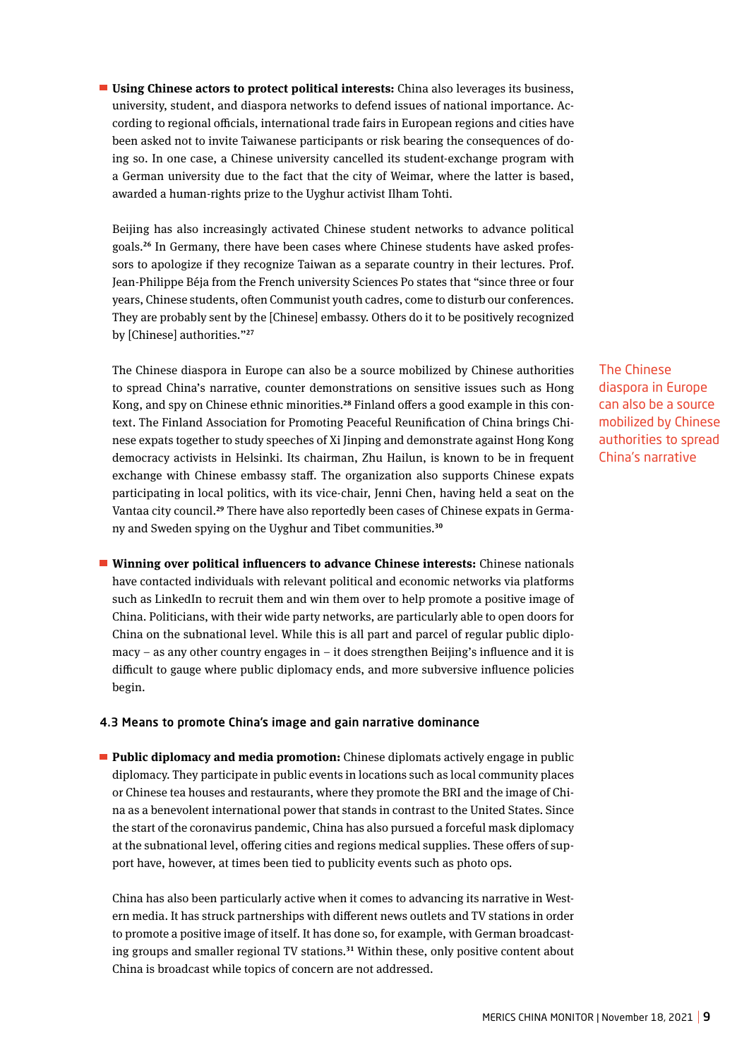- **Using Chinese actors to protect political interests:** China also leverages its business, university, student, and diaspora networks to defend issues of national importance. According to regional officials, international trade fairs in European regions and cities have been asked not to invite Taiwanese participants or risk bearing the consequences of doing so. In one case, a Chinese university cancelled its student-exchange program with a German university due to the fact that the city of Weimar, where the latter is based, awarded a human-rights prize to the Uyghur activist Ilham Tohti.

  Beijing has also increasingly activated Chinese student networks to advance political goals.[26] In Germany, there have been cases where Chinese students have asked professors to apologize if they recognize Taiwan as a separate country in their lectures. Prof. Jean-Philippe Béja from the French university Sciences Po states that "since three or four years, Chinese students, often Communist youth cadres, come to disturb our conferences. They are probably sent by the [Chinese] embassy. Others do it to be positively recognized by [Chinese] authorities."[27]

  The Chinese diaspora in Europe can also be a source mobilized by Chinese authorities to spread China's narrative, counter demonstrations on sensitive issues such as Hong Kong, and spy on Chinese ethnic minorities.[28] Finland offers a good example in this context. The Finland Association for Promoting Peaceful Reunification of China brings Chinese expats together to study speeches of Xi Jinping and demonstrate against Hong Kong democracy activists in Helsinki. Its chairman, Zhu Hailun, is known to be in frequent exchange with Chinese embassy staff. The organization also supports Chinese expats participating in local politics, with its vice-chair, Jenni Chen, having held a seat on the Vantaa city council.[29] There have also reportedly been cases of Chinese expats in Germany and Sweden spying on the Uyghur and Tibet communities.[30]

The Chinese diaspora in Europe can also be a source mobilized by Chinese authorities to spread China's narrative

- **Winning over political influencers to advance Chinese interests:** Chinese nationals have contacted individuals with relevant political and economic networks via platforms such as LinkedIn to recruit them and win them over to help promote a positive image of China. Politicians, with their wide party networks, are particularly able to open doors for China on the subnational level. While this is all part and parcel of regular public diplomacy – as any other country engages in – it does strengthen Beijing's influence and it is difficult to gauge where public diplomacy ends, and more subversive influence policies begin.

### 4.3 Means to promote China's image and gain narrative dominance

- **Public diplomacy and media promotion:** Chinese diplomats actively engage in public diplomacy. They participate in public events in locations such as local community places or Chinese tea houses and restaurants, where they promote the BRI and the image of China as a benevolent international power that stands in contrast to the United States. Since the start of the coronavirus pandemic, China has also pursued a forceful mask diplomacy at the subnational level, offering cities and regions medical supplies. These offers of support have, however, at times been tied to publicity events such as photo ops.

  China has also been particularly active when it comes to advancing its narrative in Western media. It has struck partnerships with different news outlets and TV stations in order to promote a positive image of itself. It has done so, for example, with German broadcasting groups and smaller regional TV stations.[31] Within these, only positive content about China is broadcast while topics of concern are not addressed.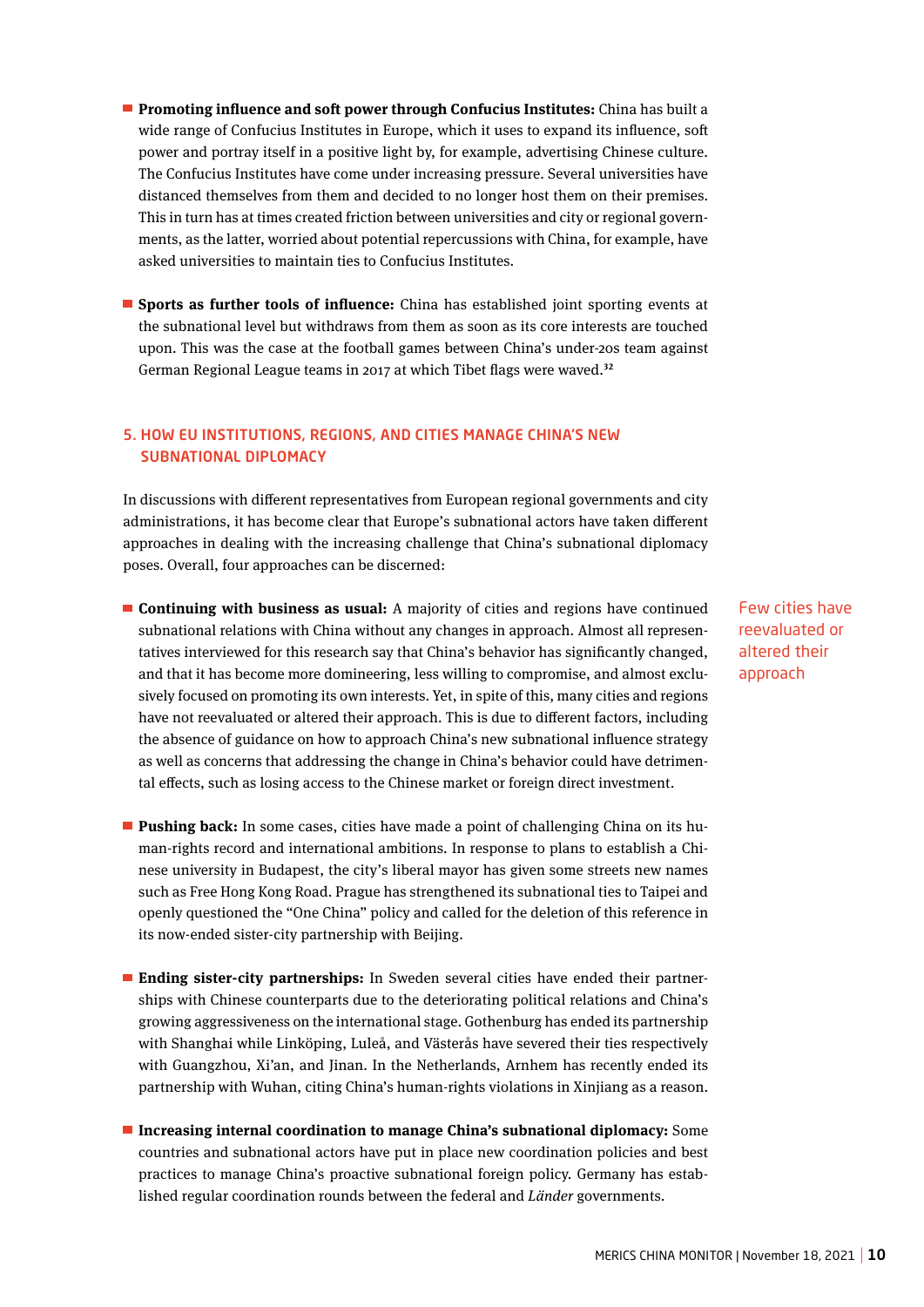- **Promoting influence and soft power through Confucius Institutes:** China has built a wide range of Confucius Institutes in Europe, which it uses to expand its influence, soft power and portray itself in a positive light by, for example, advertising Chinese culture. The Confucius Institutes have come under increasing pressure. Several universities have distanced themselves from them and decided to no longer host them on their premises. This in turn has at times created friction between universities and city or regional governments, as the latter, worried about potential repercussions with China, for example, have asked universities to maintain ties to Confucius Institutes.

- **Sports as further tools of influence:** China has established joint sporting events at the subnational level but withdraws from them as soon as its core interests are touched upon. This was the case at the football games between China's under-20s team against German Regional League teams in 2017 at which Tibet flags were waved.[32]

## 5. HOW EU INSTITUTIONS, REGIONS, AND CITIES MANAGE CHINA'S NEW SUBNATIONAL DIPLOMACY

In discussions with different representatives from European regional governments and city administrations, it has become clear that Europe's subnational actors have taken different approaches in dealing with the increasing challenge that China's subnational diplomacy poses. Overall, four approaches can be discerned:

Few cities have reevaluated or altered their approach

- **Continuing with business as usual:** A majority of cities and regions have continued subnational relations with China without any changes in approach. Almost all representatives interviewed for this research say that China's behavior has significantly changed, and that it has become more domineering, less willing to compromise, and almost exclusively focused on promoting its own interests. Yet, in spite of this, many cities and regions have not reevaluated or altered their approach. This is due to different factors, including the absence of guidance on how to approach China's new subnational influence strategy as well as concerns that addressing the change in China's behavior could have detrimental effects, such as losing access to the Chinese market or foreign direct investment.

- **Pushing back:** In some cases, cities have made a point of challenging China on its human-rights record and international ambitions. In response to plans to establish a Chinese university in Budapest, the city's liberal mayor has given some streets new names such as Free Hong Kong Road. Prague has strengthened its subnational ties to Taipei and openly questioned the "One China" policy and called for the deletion of this reference in its now-ended sister-city partnership with Beijing.

- **Ending sister-city partnerships:** In Sweden several cities have ended their partnerships with Chinese counterparts due to the deteriorating political relations and China's growing aggressiveness on the international stage. Gothenburg has ended its partnership with Shanghai while Linköping, Luleå, and Västerås have severed their ties respectively with Guangzhou, Xi'an, and Jinan. In the Netherlands, Arnhem has recently ended its partnership with Wuhan, citing China's human-rights violations in Xinjiang as a reason.

- **Increasing internal coordination to manage China's subnational diplomacy:** Some countries and subnational actors have put in place new coordination policies and best practices to manage China's proactive subnational foreign policy. Germany has established regular coordination rounds between the federal and *Länder* governments.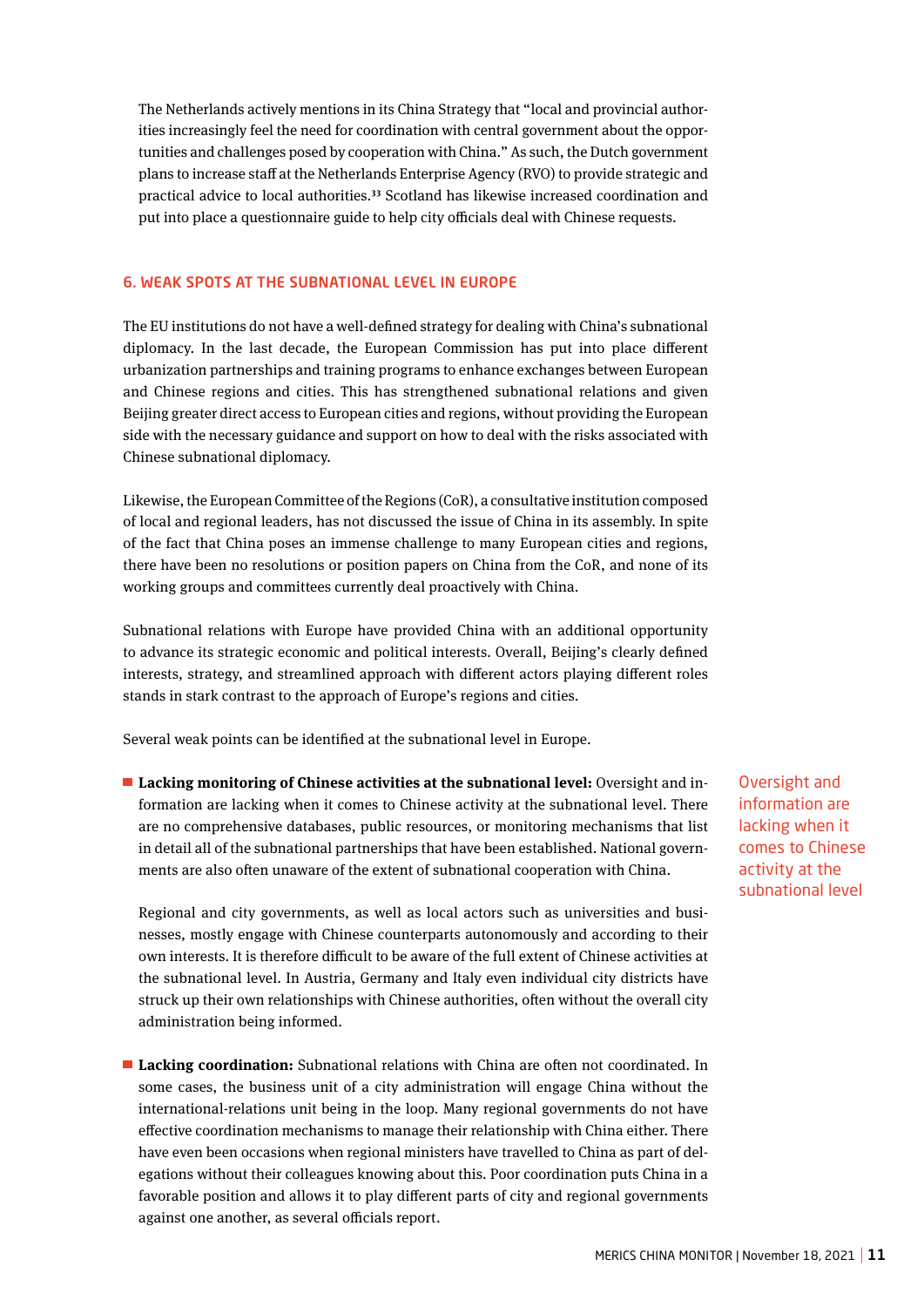The Netherlands actively mentions in its China Strategy that "local and provincial authorities increasingly feel the need for coordination with central government about the opportunities and challenges posed by cooperation with China." As such, the Dutch government plans to increase staff at the Netherlands Enterprise Agency (RVO) to provide strategic and practical advice to local authorities.[33] Scotland has likewise increased coordination and put into place a questionnaire guide to help city officials deal with Chinese requests.

## 6. WEAK SPOTS AT THE SUBNATIONAL LEVEL IN EUROPE

The EU institutions do not have a well-defined strategy for dealing with China's subnational diplomacy. In the last decade, the European Commission has put into place different urbanization partnerships and training programs to enhance exchanges between European and Chinese regions and cities. This has strengthened subnational relations and given Beijing greater direct access to European cities and regions, without providing the European side with the necessary guidance and support on how to deal with the risks associated with Chinese subnational diplomacy.

Likewise, the European Committee of the Regions (CoR), a consultative institution composed of local and regional leaders, has not discussed the issue of China in its assembly. In spite of the fact that China poses an immense challenge to many European cities and regions, there have been no resolutions or position papers on China from the CoR, and none of its working groups and committees currently deal proactively with China.

Subnational relations with Europe have provided China with an additional opportunity to advance its strategic economic and political interests. Overall, Beijing's clearly defined interests, strategy, and streamlined approach with different actors playing different roles stands in stark contrast to the approach of Europe's regions and cities.

Several weak points can be identified at the subnational level in Europe.

- **Lacking monitoring of Chinese activities at the subnational level:** Oversight and information are lacking when it comes to Chinese activity at the subnational level. There are no comprehensive databases, public resources, or monitoring mechanisms that list in detail all of the subnational partnerships that have been established. National governments are also often unaware of the extent of subnational cooperation with China.

  Regional and city governments, as well as local actors such as universities and businesses, mostly engage with Chinese counterparts autonomously and according to their own interests. It is therefore difficult to be aware of the full extent of Chinese activities at the subnational level. In Austria, Germany and Italy even individual city districts have struck up their own relationships with Chinese authorities, often without the overall city administration being informed.

- **Lacking coordination:** Subnational relations with China are often not coordinated. In some cases, the business unit of a city administration will engage China without the international-relations unit being in the loop. Many regional governments do not have effective coordination mechanisms to manage their relationship with China either. There have even been occasions when regional ministers have travelled to China as part of delegations without their colleagues knowing about this. Poor coordination puts China in a favorable position and allows it to play different parts of city and regional governments against one another, as several officials report.

Oversight and information are lacking when it comes to Chinese activity at the subnational level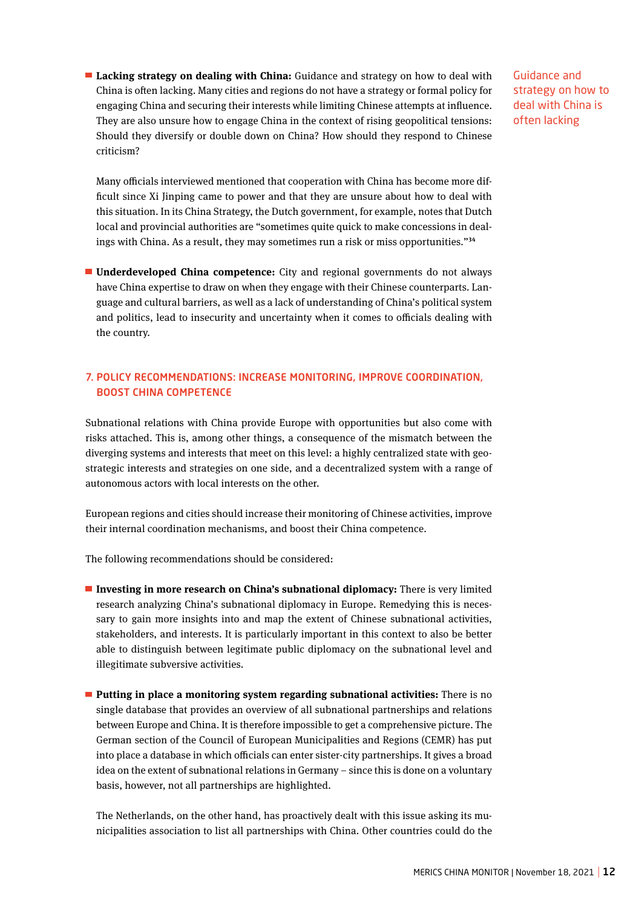- **Lacking strategy on dealing with China:** Guidance and strategy on how to deal with China is often lacking. Many cities and regions do not have a strategy or formal policy for engaging China and securing their interests while limiting Chinese attempts at influence. They are also unsure how to engage China in the context of rising geopolitical tensions: Should they diversify or double down on China? How should they respond to Chinese criticism?

  Many officials interviewed mentioned that cooperation with China has become more difficult since Xi Jinping came to power and that they are unsure about how to deal with this situation. In its China Strategy, the Dutch government, for example, notes that Dutch local and provincial authorities are "sometimes quite quick to make concessions in dealings with China. As a result, they may sometimes run a risk or miss opportunities."[34]

Guidance and strategy on how to deal with China is often lacking

- **Underdeveloped China competence:** City and regional governments do not always have China expertise to draw on when they engage with their Chinese counterparts. Language and cultural barriers, as well as a lack of understanding of China's political system and politics, lead to insecurity and uncertainty when it comes to officials dealing with the country.

## 7. POLICY RECOMMENDATIONS: INCREASE MONITORING, IMPROVE COORDINATION, BOOST CHINA COMPETENCE

Subnational relations with China provide Europe with opportunities but also come with risks attached. This is, among other things, a consequence of the mismatch between the diverging systems and interests that meet on this level: a highly centralized state with geostrategic interests and strategies on one side, and a decentralized system with a range of autonomous actors with local interests on the other.

European regions and cities should increase their monitoring of Chinese activities, improve their internal coordination mechanisms, and boost their China competence.

The following recommendations should be considered:

- **Investing in more research on China's subnational diplomacy:** There is very limited research analyzing China's subnational diplomacy in Europe. Remedying this is necessary to gain more insights into and map the extent of Chinese subnational activities, stakeholders, and interests. It is particularly important in this context to also be better able to distinguish between legitimate public diplomacy on the subnational level and illegitimate subversive activities.

- **Putting in place a monitoring system regarding subnational activities:** There is no single database that provides an overview of all subnational partnerships and relations between Europe and China. It is therefore impossible to get a comprehensive picture. The German section of the Council of European Municipalities and Regions (CEMR) has put into place a database in which officials can enter sister-city partnerships. It gives a broad idea on the extent of subnational relations in Germany – since this is done on a voluntary basis, however, not all partnerships are highlighted.

  The Netherlands, on the other hand, has proactively dealt with this issue asking its municipalities association to list all partnerships with China. Other countries could do the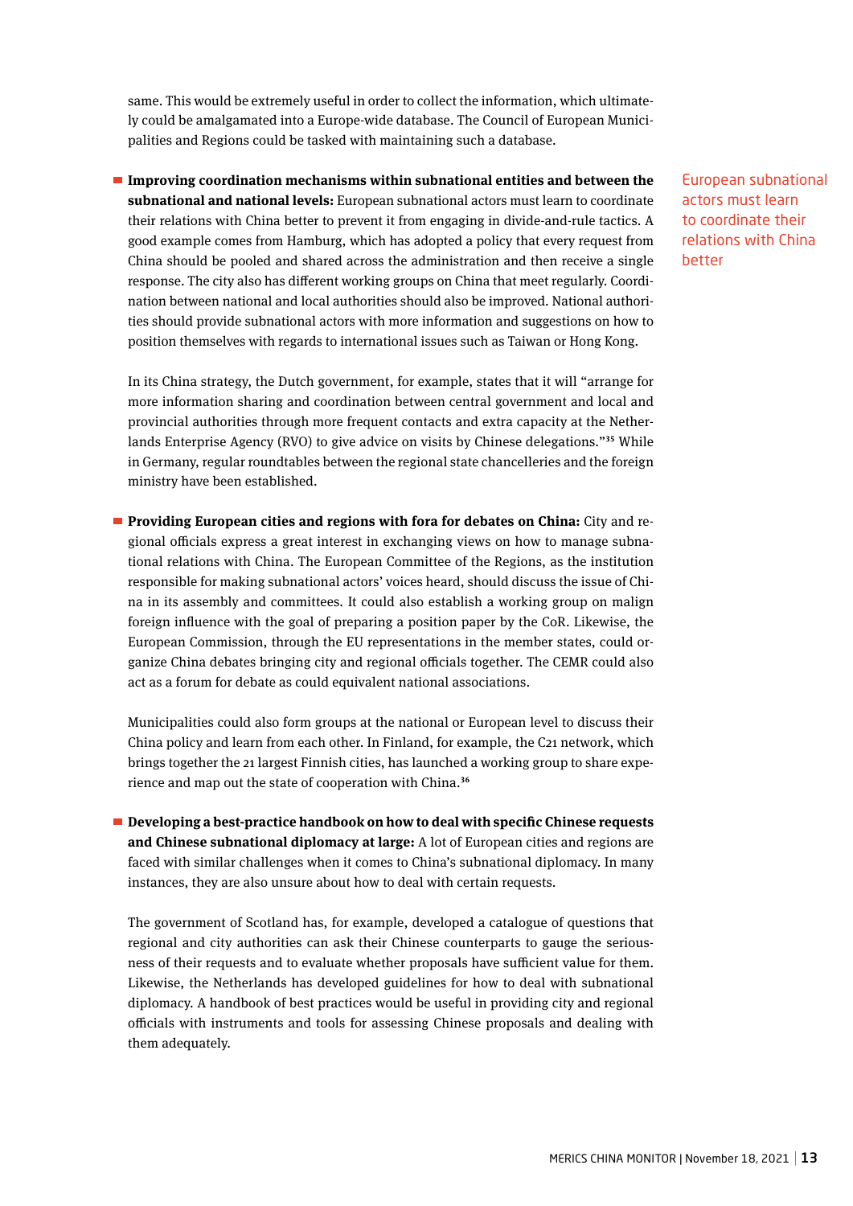same. This would be extremely useful in order to collect the information, which ultimately could be amalgamated into a Europe-wide database. The Council of European Municipalities and Regions could be tasked with maintaining such a database.

- **Improving coordination mechanisms within subnational entities and between the subnational and national levels:** European subnational actors must learn to coordinate their relations with China better to prevent it from engaging in divide-and-rule tactics. A good example comes from Hamburg, which has adopted a policy that every request from China should be pooled and shared across the administration and then receive a single response. The city also has different working groups on China that meet regularly. Coordination between national and local authorities should also be improved. National authorities should provide subnational actors with more information and suggestions on how to position themselves with regards to international issues such as Taiwan or Hong Kong.

  In its China strategy, the Dutch government, for example, states that it will "arrange for more information sharing and coordination between central government and local and provincial authorities through more frequent contacts and extra capacity at the Netherlands Enterprise Agency (RVO) to give advice on visits by Chinese delegations."[35] While in Germany, regular roundtables between the regional state chancelleries and the foreign ministry have been established.

European subnational actors must learn to coordinate their relations with China better

- **Providing European cities and regions with fora for debates on China:** City and regional officials express a great interest in exchanging views on how to manage subnational relations with China. The European Committee of the Regions, as the institution responsible for making subnational actors' voices heard, should discuss the issue of China in its assembly and committees. It could also establish a working group on malign foreign influence with the goal of preparing a position paper by the CoR. Likewise, the European Commission, through the EU representations in the member states, could organize China debates bringing city and regional officials together. The CEMR could also act as a forum for debate as could equivalent national associations.

  Municipalities could also form groups at the national or European level to discuss their China policy and learn from each other. In Finland, for example, the C21 network, which brings together the 21 largest Finnish cities, has launched a working group to share experience and map out the state of cooperation with China.[36]

- **Developing a best-practice handbook on how to deal with specific Chinese requests and Chinese subnational diplomacy at large:** A lot of European cities and regions are faced with similar challenges when it comes to China's subnational diplomacy. In many instances, they are also unsure about how to deal with certain requests.

  The government of Scotland has, for example, developed a catalogue of questions that regional and city authorities can ask their Chinese counterparts to gauge the seriousness of their requests and to evaluate whether proposals have sufficient value for them. Likewise, the Netherlands has developed guidelines for how to deal with subnational diplomacy. A handbook of best practices would be useful in providing city and regional officials with instruments and tools for assessing Chinese proposals and dealing with them adequately.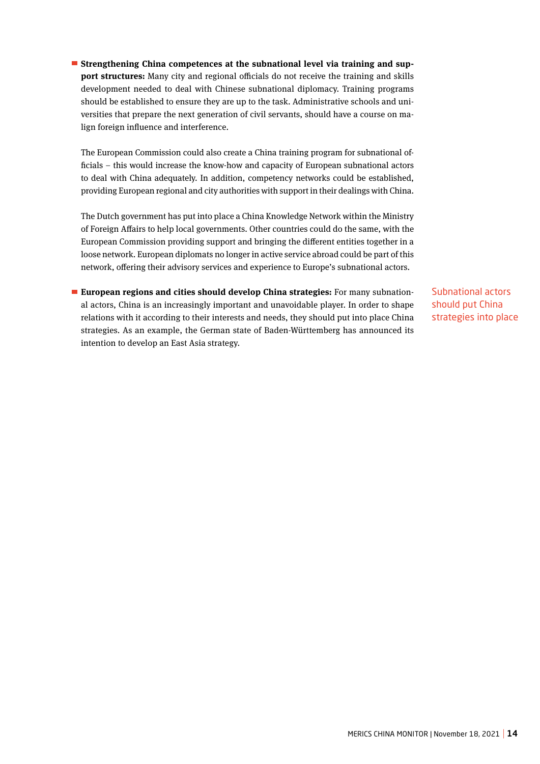- **Strengthening China competences at the subnational level via training and support structures:** Many city and regional officials do not receive the training and skills development needed to deal with Chinese subnational diplomacy. Training programs should be established to ensure they are up to the task. Administrative schools and universities that prepare the next generation of civil servants, should have a course on malign foreign influence and interference.

  The European Commission could also create a China training program for subnational officials – this would increase the know-how and capacity of European subnational actors to deal with China adequately. In addition, competency networks could be established, providing European regional and city authorities with support in their dealings with China.

  The Dutch government has put into place a China Knowledge Network within the Ministry of Foreign Affairs to help local governments. Other countries could do the same, with the European Commission providing support and bringing the different entities together in a loose network. European diplomats no longer in active service abroad could be part of this network, offering their advisory services and experience to Europe's subnational actors.

- **European regions and cities should develop China strategies:** For many subnational actors, China is an increasingly important and unavoidable player. In order to shape relations with it according to their interests and needs, they should put into place China strategies. As an example, the German state of Baden-Württemberg has announced its intention to develop an East Asia strategy.

Subnational actors should put China strategies into place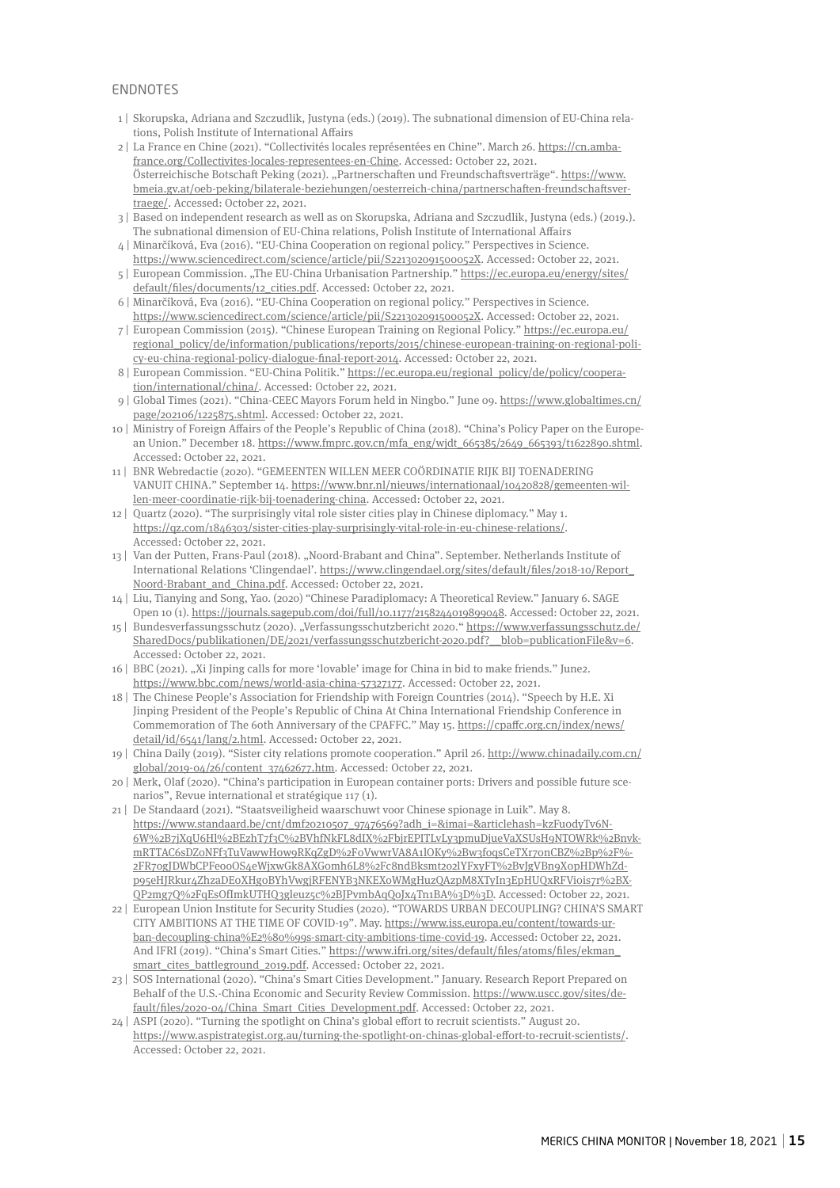## ENDNOTES

1 | Skorupska, Adriana and Szczudlik, Justyna (eds.) (2019). The subnational dimension of EU-China relations, Polish Institute of International Affairs

2 | La France en Chine (2021). "Collectivités locales représentées en Chine". March 26. https://cn.ambafrance.org/Collectivites-locales-representees-en-Chine. Accessed: October 22, 2021. Österreichische Botschaft Peking (2021). „Partnerschaften und Freundschaftsverträge". https://www.bmeia.gv.at/oeb-peking/bilaterale-beziehungen/oesterreich-china/partnerschaften-freundschaftsvertraege/. Accessed: October 22, 2021.

3 | Based on independent research as well as on Skorupska, Adriana and Szczudlik, Justyna (eds.) (2019.). The subnational dimension of EU-China relations, Polish Institute of International Affairs

4 | Minarčíková, Eva (2016). "EU-China Cooperation on regional policy." Perspectives in Science. https://www.sciencedirect.com/science/article/pii/S221302091500052X. Accessed: October 22, 2021.

5 | European Commission. „The EU-China Urbanisation Partnership." https://ec.europa.eu/energy/sites/default/files/documents/12_cities.pdf. Accessed: October 22, 2021.

6 | Minarčíková, Eva (2016). "EU-China Cooperation on regional policy." Perspectives in Science. https://www.sciencedirect.com/science/article/pii/S221302091500052X. Accessed: October 22, 2021.

7 | European Commission (2015). "Chinese European Training on Regional Policy." https://ec.europa.eu/regional_policy/de/information/publications/reports/2015/chinese-european-training-on-regional-policy-eu-china-regional-policy-dialogue-final-report-2014. Accessed: October 22, 2021.

8 | European Commission. "EU-China Politik." https://ec.europa.eu/regional_policy/de/policy/cooperation/international/china/. Accessed: October 22, 2021.

9 | Global Times (2021). "China-CEEC Mayors Forum held in Ningbo." June 09. https://www.globaltimes.cn/page/202106/1225875.shtml. Accessed: October 22, 2021.

10 | Ministry of Foreign Affairs of the People's Republic of China (2018). "China's Policy Paper on the European Union." December 18. https://www.fmprc.gov.cn/mfa_eng/wjdt_665385/2649_665393/t1622890.shtml. Accessed: October 22, 2021.

11 | BNR Webredactie (2020). "GEMEENTEN WILLEN MEER COÖRDINATIE RIJK BIJ TOENADERING VANUIT CHINA." September 14. https://www.bnr.nl/nieuws/internationaal/10420828/gemeenten-willen-meer-coordinatie-rijk-bij-toenadering-china. Accessed: October 22, 2021.

12 | Quartz (2020). "The surprisingly vital role sister cities play in Chinese diplomacy." May 1. https://qz.com/1846303/sister-cities-play-surprisingly-vital-role-in-eu-chinese-relations/. Accessed: October 22, 2021.

13 | Van der Putten, Frans-Paul (2018). „Noord-Brabant and China". September. Netherlands Institute of International Relations 'Clingendael'. https://www.clingendael.org/sites/default/files/2018-10/Report_Noord-Brabant_and_China.pdf. Accessed: October 22, 2021.

14 | Liu, Tianying and Song, Yao. (2020) "Chinese Paradiplomacy: A Theoretical Review." January 6. SAGE Open 10 (1). https://journals.sagepub.com/doi/full/10.1177/2158244019899048. Accessed: October 22, 2021.

15 | Bundesverfassungsschutz (2020). „Verfassungsschutzbericht 2020." https://www.verfassungsschutz.de/SharedDocs/publikationen/DE/2021/verfassungsschutzbericht-2020.pdf?__blob=publicationFile&v=6. Accessed: October 22, 2021.

16 | BBC (2021). „Xi Jinping calls for more 'lovable' image for China in bid to make friends." June2. https://www.bbc.com/news/world-asia-china-57327177. Accessed: October 22, 2021.

18 | The Chinese People's Association for Friendship with Foreign Countries (2014). "Speech by H.E. Xi Jinping President of the People's Republic of China At China International Friendship Conference in Commemoration of The 60th Anniversary of the CPAFFC." May 15. https://cpaffc.org.cn/index/news/detail/id/6541/lang/2.html. Accessed: October 22, 2021.

19 | China Daily (2019). "Sister city relations promote cooperation." April 26. http://www.chinadaily.com.cn/global/2019-04/26/content_37462677.htm. Accessed: October 22, 2021.

20 | Merk, Olaf (2020). "China's participation in European container ports: Drivers and possible future scenarios", Revue international et stratégique 117 (1).

21 | De Standaard (2021). "Staatsveiligheid waarschuwt voor Chinese spionage in Luik". May 8. https://www.standaard.be/cnt/dmf20210507_97476569?adh_i=&imai=&articlehash=kzFuodyTv6N6W%2B7jXqU6Hl%2BEzhT7f3C%2BVhfNkFL8dIX%2FbjrEPITLvLy3pmuDjueVaXSUsH9NTOWRk%2BnvkmRTTAC6sDZoNFf3TuVawwHow9RKqZgD%2FoVwwrVA8A1lOKy%2Bw3foqsCeTXr7onCBZ%2Bp%2F%2FR7ogJDWbCPFeooOS4eWjxwGk8AXGomh6L8%2Fc8ndBksmt202lYFxyFT%2BvJgVBn9XopHDWhZdp95eHJRkur4ZhzaDEoXHgoBYhVwgjRFENYB3NKEXoWMgHuzQAzpM8XTyIn3EpHUQxRFViois7r%2BXQP2mg7Q%2FqEsOfImkUTHQ3gleuz5c%2BJPvmbAqQoJx4Tn1BA%3D%3D. Accessed: October 22, 2021.

22 | European Union Institute for Security Studies (2020). "TOWARDS URBAN DECOUPLING? CHINA'S SMART CITY AMBITIONS AT THE TIME OF COVID-19". May. https://www.iss.europa.eu/content/towards-urban-decoupling-china%E2%80%99s-smart-city-ambitions-time-covid-19. Accessed: October 22, 2021. And IFRI (2019). "China's Smart Cities." https://www.ifri.org/sites/default/files/atoms/files/ekman_smart_cites_battleground_2019.pdf. Accessed: October 22, 2021.

23 | SOS International (2020). "China's Smart Cities Development." January. Research Report Prepared on Behalf of the U.S.-China Economic and Security Review Commission. https://www.uscc.gov/sites/default/files/2020-04/China_Smart_Cities_Development.pdf. Accessed: October 22, 2021.

24 | ASPI (2020). "Turning the spotlight on China's global effort to recruit scientists." August 20. https://www.aspistrategist.org.au/turning-the-spotlight-on-chinas-global-effort-to-recruit-scientists/. Accessed: October 22, 2021.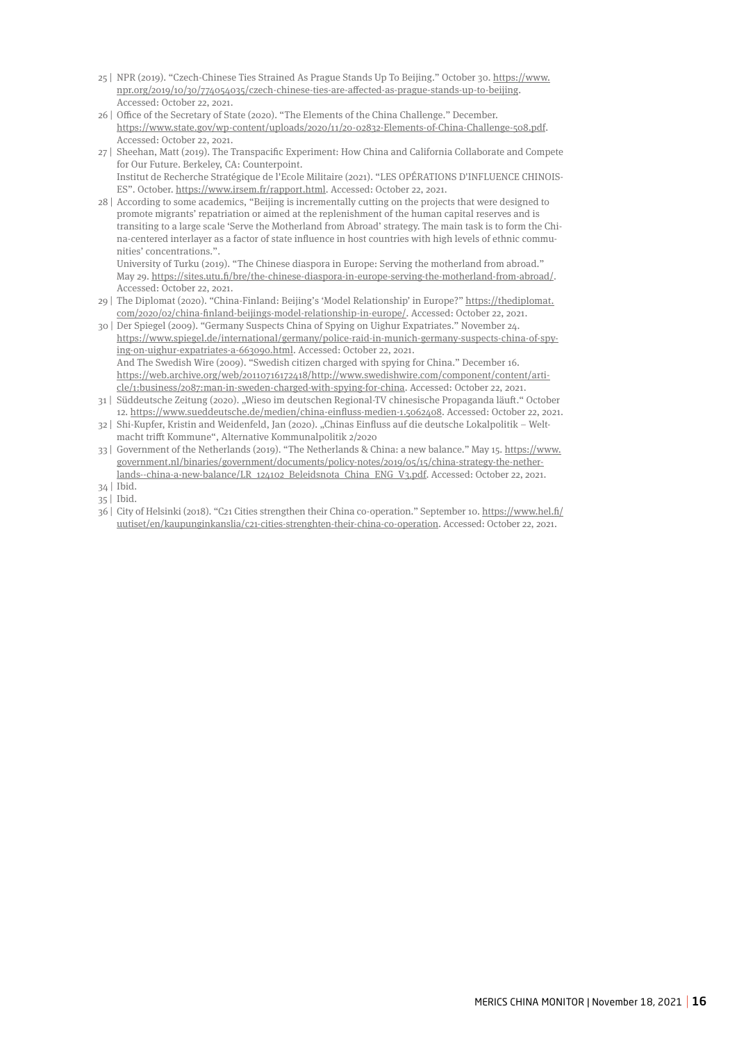25 | NPR (2019). "Czech-Chinese Ties Strained As Prague Stands Up To Beijing." October 30. https://www.npr.org/2019/10/30/774054035/czech-chinese-ties-are-affected-as-prague-stands-up-to-beijing. Accessed: October 22, 2021.

26 | Office of the Secretary of State (2020). "The Elements of the China Challenge." December. https://www.state.gov/wp-content/uploads/2020/11/20-02832-Elements-of-China-Challenge-508.pdf. Accessed: October 22, 2021.

27 | Sheehan, Matt (2019). The Transpacific Experiment: How China and California Collaborate and Compete for Our Future. Berkeley, CA: Counterpoint.
Institut de Recherche Stratégique de l'Ecole Militaire (2021). "LES OPÉRATIONS D'INFLUENCE CHINOISES". October. https://www.irsem.fr/rapport.html. Accessed: October 22, 2021.

28 | According to some academics, "Beijing is incrementally cutting on the projects that were designed to promote migrants' repatriation or aimed at the replenishment of the human capital reserves and is transiting to a large scale 'Serve the Motherland from Abroad' strategy. The main task is to form the China-centered interlayer as a factor of state influence in host countries with high levels of ethnic communities' concentrations.".
University of Turku (2019). "The Chinese diaspora in Europe: Serving the motherland from abroad." May 29. https://sites.utu.fi/bre/the-chinese-diaspora-in-europe-serving-the-motherland-from-abroad/. Accessed: October 22, 2021.

29 | The Diplomat (2020). "China-Finland: Beijing's 'Model Relationship' in Europe?" https://thediplomat.com/2020/02/china-finland-beijings-model-relationship-in-europe/. Accessed: October 22, 2021.

30 | Der Spiegel (2009). "Germany Suspects China of Spying on Uighur Expatriates." November 24. https://www.spiegel.de/international/germany/police-raid-in-munich-germany-suspects-china-of-spying-on-uighur-expatriates-a-663090.html. Accessed: October 22, 2021.
And The Swedish Wire (2009). "Swedish citizen charged with spying for China." December 16. https://web.archive.org/web/20110716172418/http://www.swedishwire.com/component/content/article/1:business/2087:man-in-sweden-charged-with-spying-for-china. Accessed: October 22, 2021.

31 | Süddeutsche Zeitung (2020). „Wieso im deutschen Regional-TV chinesische Propaganda läuft." October 12. https://www.sueddeutsche.de/medien/china-einfluss-medien-1.5062408. Accessed: October 22, 2021.

32 | Shi-Kupfer, Kristin and Weidenfeld, Jan (2020). „Chinas Einfluss auf die deutsche Lokalpolitik – Weltmacht trifft Kommune", Alternative Kommunalpolitik 2/2020

33 | Government of the Netherlands (2019). "The Netherlands & China: a new balance." May 15. https://www.government.nl/binaries/government/documents/policy-notes/2019/05/15/china-strategy-the-netherlands--china-a-new-balance/LR_124102_Beleidsnota_China_ENG_V3.pdf. Accessed: October 22, 2021.

34 | Ibid.

35 | Ibid.

36 | City of Helsinki (2018). "C21 Cities strengthen their China co-operation." September 10. https://www.hel.fi/uutiset/en/kaupunginkanslia/c21-cities-strenghten-their-china-co-operation. Accessed: October 22, 2021.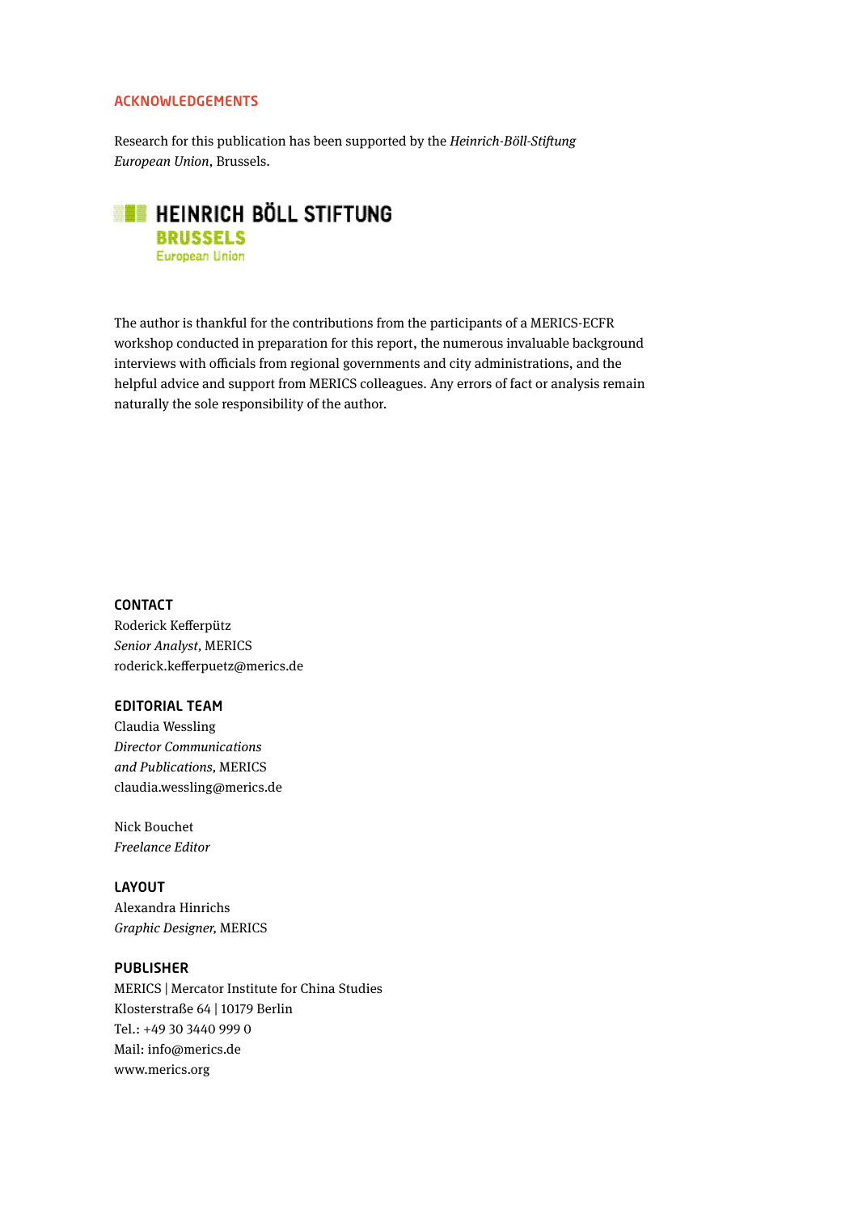## ACKNOWLEDGEMENTS

Research for this publication has been supported by the *Heinrich-Böll-Stiftung European Union*, Brussels.

HEINRICH BÖLL STIFTUNG
BRUSSELS
European Union

The author is thankful for the contributions from the participants of a MERICS-ECFR workshop conducted in preparation for this report, the numerous invaluable background interviews with officials from regional governments and city administrations, and the helpful advice and support from MERICS colleagues. Any errors of fact or analysis remain naturally the sole responsibility of the author.

### CONTACT

Roderick Kefferpütz
*Senior Analyst*, MERICS
roderick.kefferpuetz@merics.de

### EDITORIAL TEAM

Claudia Wessling
*Director Communications and Publications*, MERICS
claudia.wessling@merics.de

Nick Bouchet
*Freelance Editor*

### LAYOUT

Alexandra Hinrichs
*Graphic Designer*, MERICS

### PUBLISHER

MERICS | Mercator Institute for China Studies
Klosterstraße 64 | 10179 Berlin
Tel.: +49 30 3440 999 0
Mail: info@merics.de
www.merics.org